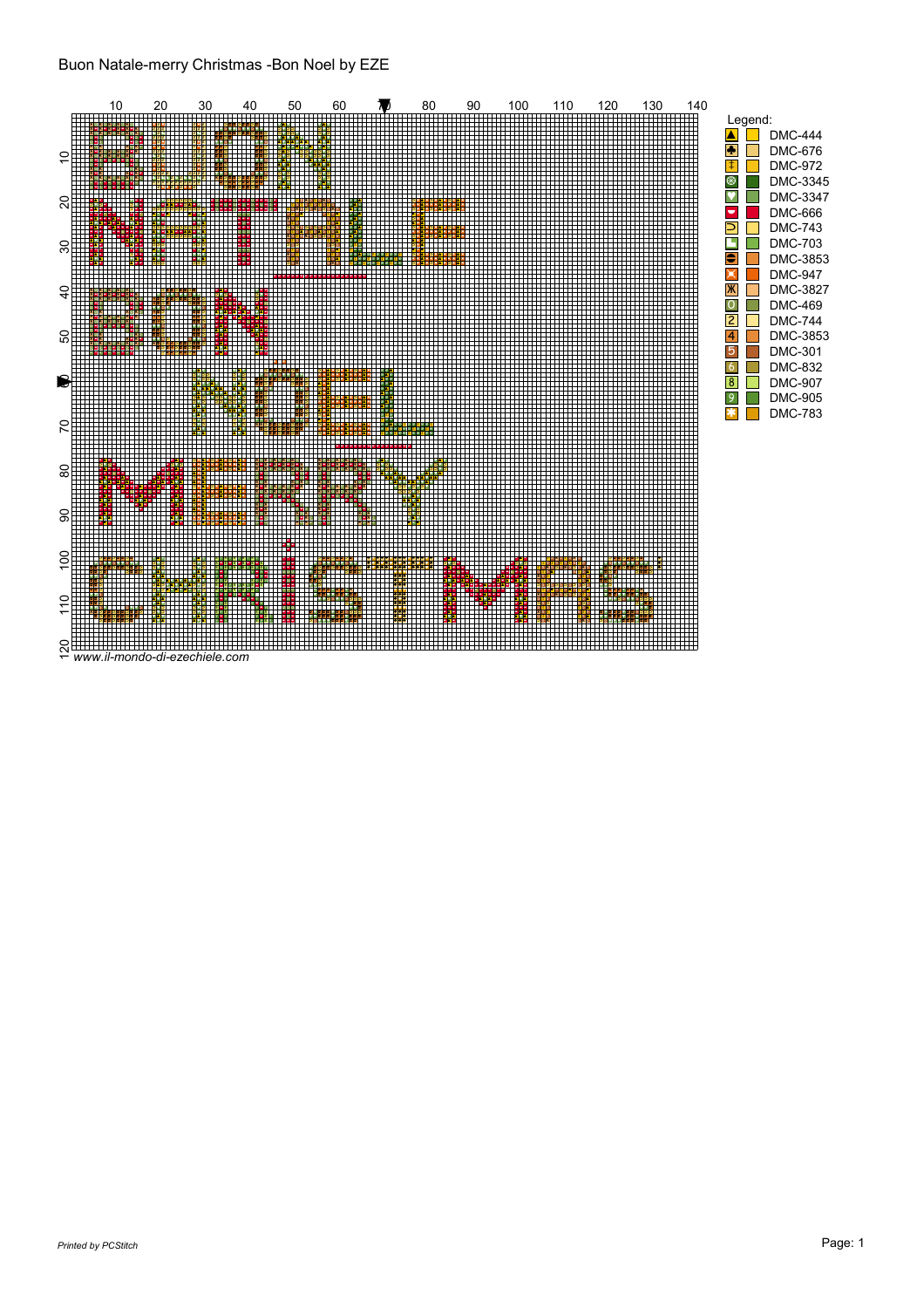Buon Natale-merry Christmas -Bon Noel by EZE

Legend:

| Symbol | Color |
| --- | --- |
| ▲ | DMC-444 |
| ♣ | DMC-676 |
| ‡ | DMC-972 |
| ⊛ | DMC-3345 |
| ▼ | DMC-3347 |
| ◘ | DMC-666 |
| ⊃ | DMC-743 |
| ◪ | DMC-703 |
| ⊖ | DMC-3853 |
| ⊠ | DMC-947 |
| Ж | DMC-3827 |
| 0 | DMC-469 |
| 2 | DMC-744 |
| 4 | DMC-3853 |
| 5 | DMC-301 |
| 6 | DMC-832 |
| 8 | DMC-907 |
| 9 | DMC-905 |
| ✱ | DMC-783 |

*www.il-mondo-di-ezechiele.com*

*Printed by PCStitch*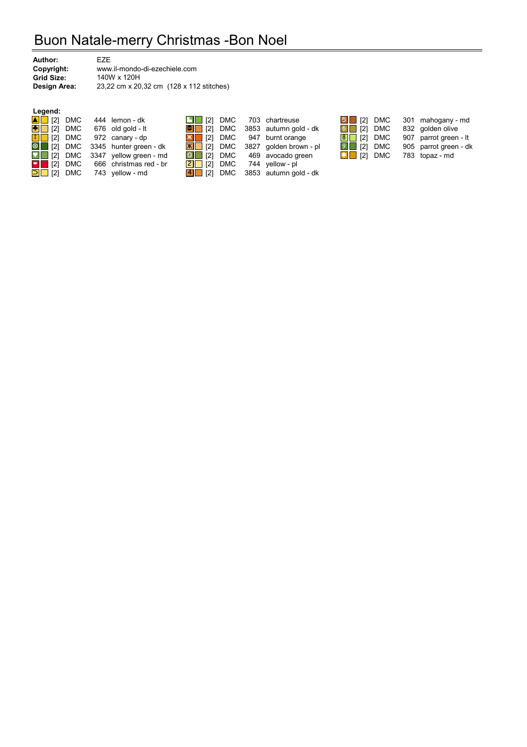# Buon Natale-merry Christmas -Bon Noel

**Author:** EZE
**Copyright:** www.il-mondo-di-ezechiele.com
**Grid Size:** 140W x 120H
**Design Area:** 23,22 cm x 20,32 cm (128 x 112 stitches)

**Legend:**

| Symbol | Strands | Brand | Number | Name |
|---|---|---|---|---|
| ▲ | [2] | DMC | 444 | lemon - dk |
| ♣ | [2] | DMC | 676 | old gold - lt |
| ‡ | [2] | DMC | 972 | canary - dp |
| ⊗ | [2] | DMC | 3345 | hunter green - dk |
| ▼ | [2] | DMC | 3347 | yellow green - md |
| ♥ | [2] | DMC | 666 | christmas red - br |
| ⊃ | [2] | DMC | 743 | yellow - md |
| ◣ | [2] | DMC | 703 | chartreuse |
| ⊖ | [2] | DMC | 3853 | autumn gold - dk |
| ✕ | [2] | DMC | 947 | burnt orange |
| Ж | [2] | DMC | 3827 | golden brown - pl |
| 0 | [2] | DMC | 469 | avocado green |
| 2 | [2] | DMC | 744 | yellow - pl |
| 4 | [2] | DMC | 3853 | autumn gold - dk |
| 5 | [2] | DMC | 301 | mahogany - md |
| 6 | [2] | DMC | 832 | golden olive |
| 8 | [2] | DMC | 907 | parrot green - lt |
| 9 | [2] | DMC | 905 | parrot green - dk |
| ✱ | [2] | DMC | 783 | topaz - md |